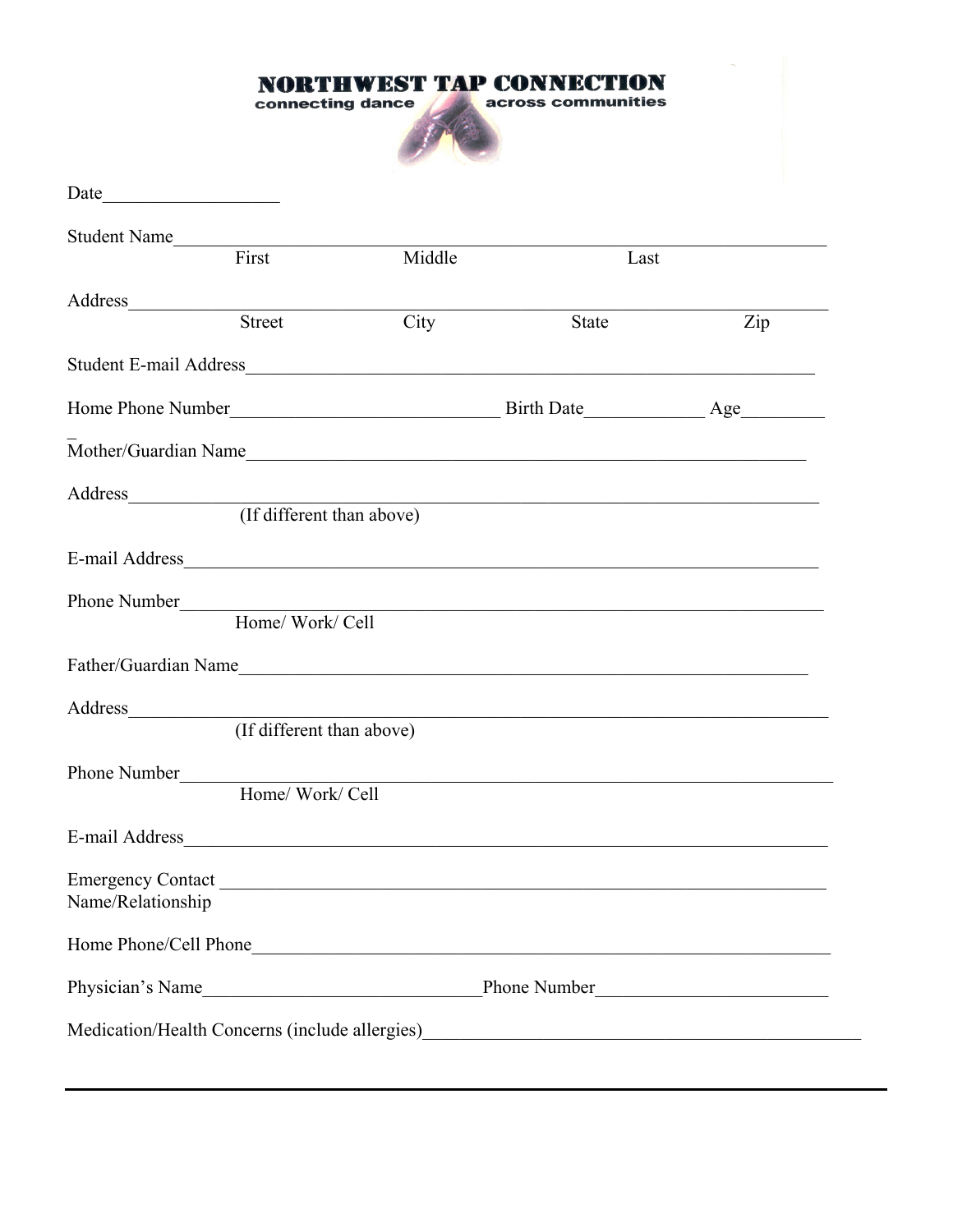# NORTHWEST TAP CONNECTION

connecting dance across communities

Date___________________

Student Name________________________________________________________________
First Middle Last

Address_____________________________________________________________________
Street City State Zip

Student E-mail Address_______________________________________________________________

Home Phone Number_____________________________ Birth Date_____________ Age_________

Mother/Guardian Name_____________________________________________________________

Address_____________________________________________________________________
(If different than above)

E-mail Address_______________________________________________________________

Phone Number________________________________________________________________
Home/ Work/ Cell

Father/Guardian Name_____________________________________________________________

Address_____________________________________________________________________
(If different than above)

Phone Number________________________________________________________________
Home/ Work/ Cell

E-mail Address_______________________________________________________________

Emergency Contact Name/Relationship _______________________________________________________

Home Phone/Cell Phone_____________________________________________________________

Physician's Name______________________________Phone Number_________________________

Medication/Health Concerns (include allergies)________________________________________________

---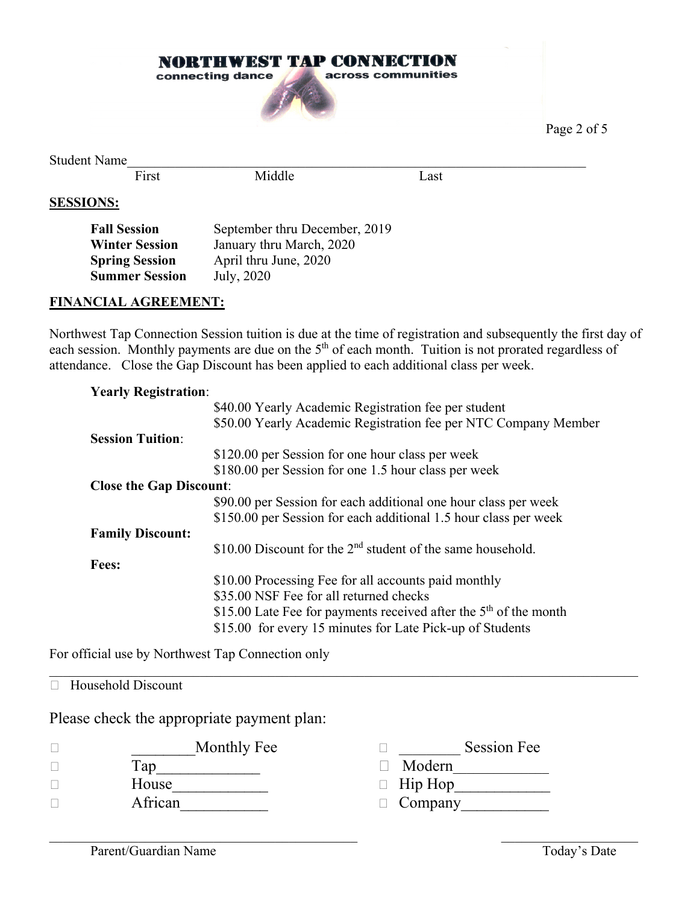**NORTHWEST TAP CONNECTION**
connecting dance across communities

Student Name_______________________________________________________________________
First Middle Last

## SESSIONS:

| | |
|---|---|
| **Fall Session** | September thru December, 2019 |
| **Winter Session** | January thru March, 2020 |
| **Spring Session** | April thru June, 2020 |
| **Summer Session** | July, 2020 |

## FINANCIAL AGREEMENT:

Northwest Tap Connection Session tuition is due at the time of registration and subsequently the first day of each session. Monthly payments are due on the 5th of each month. Tuition is not prorated regardless of attendance. Close the Gap Discount has been applied to each additional class per week.

**Yearly Registration**:
- $40.00 Yearly Academic Registration fee per student
- $50.00 Yearly Academic Registration fee per NTC Company Member

**Session Tuition**:
- $120.00 per Session for one hour class per week
- $180.00 per Session for one 1.5 hour class per week

**Close the Gap Discount**:
- $90.00 per Session for each additional one hour class per week
- $150.00 per Session for each additional 1.5 hour class per week

**Family Discount:**
- $10.00 Discount for the 2nd student of the same household.

**Fees:**
- $10.00 Processing Fee for all accounts paid monthly
- $35.00 NSF Fee for all returned checks
- $15.00 Late Fee for payments received after the 5th of the month
- $15.00 for every 15 minutes for Late Pick-up of Students

For official use by Northwest Tap Connection only

---

☐ Household Discount

Please check the appropriate payment plan:

☐ ________Monthly Fee ☐ ________ Session Fee
☐ Tap_____________ ☐ Modern____________
☐ House____________ ☐ Hip Hop____________
☐ African___________ ☐ Company___________

_____________________________________________ ____________________
Parent/Guardian Name Today's Date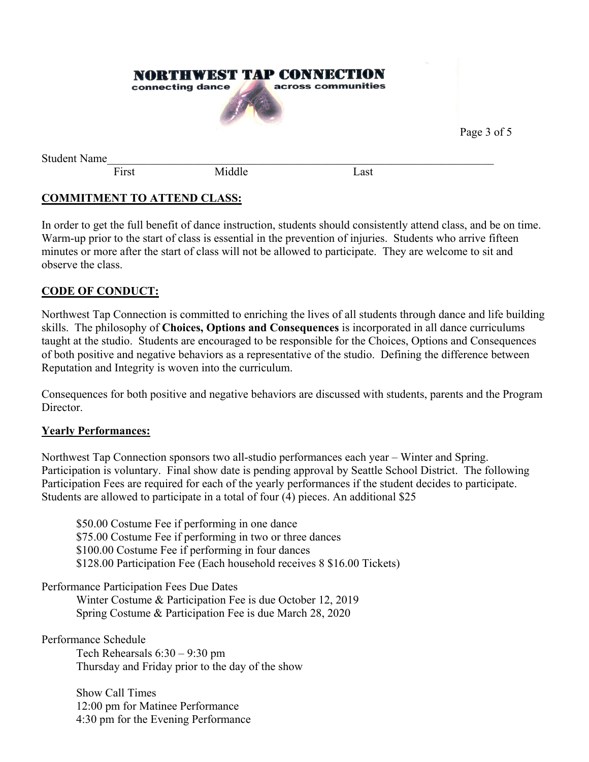**NORTHWEST TAP CONNECTION**
connecting dance across communities

Student Name\_\_\_\_\_\_\_\_\_\_\_\_\_\_\_\_\_\_\_\_\_\_\_\_\_\_\_\_\_\_\_\_\_\_\_\_\_\_\_\_\_\_\_\_\_\_\_\_\_\_\_\_\_\_\_\_\_\_\_\_\_\_\_\_\_\_\_\_
First Middle Last

## COMMITMENT TO ATTEND CLASS:

In order to get the full benefit of dance instruction, students should consistently attend class, and be on time. Warm-up prior to the start of class is essential in the prevention of injuries. Students who arrive fifteen minutes or more after the start of class will not be allowed to participate. They are welcome to sit and observe the class.

## CODE OF CONDUCT:

Northwest Tap Connection is committed to enriching the lives of all students through dance and life building skills. The philosophy of **Choices, Options and Consequences** is incorporated in all dance curriculums taught at the studio. Students are encouraged to be responsible for the Choices, Options and Consequences of both positive and negative behaviors as a representative of the studio. Defining the difference between Reputation and Integrity is woven into the curriculum.

Consequences for both positive and negative behaviors are discussed with students, parents and the Program Director.

## Yearly Performances:

Northwest Tap Connection sponsors two all-studio performances each year – Winter and Spring. Participation is voluntary. Final show date is pending approval by Seattle School District. The following Participation Fees are required for each of the yearly performances if the student decides to participate. Students are allowed to participate in a total of four (4) pieces. An additional $25

- $50.00 Costume Fee if performing in one dance
- $75.00 Costume Fee if performing in two or three dances
- $100.00 Costume Fee if performing in four dances
- $128.00 Participation Fee (Each household receives 8 $16.00 Tickets)

Performance Participation Fees Due Dates

- Winter Costume & Participation Fee is due October 12, 2019
- Spring Costume & Participation Fee is due March 28, 2020

Performance Schedule

Tech Rehearsals 6:30 – 9:30 pm
Thursday and Friday prior to the day of the show

Show Call Times
12:00 pm for Matinee Performance
4:30 pm for the Evening Performance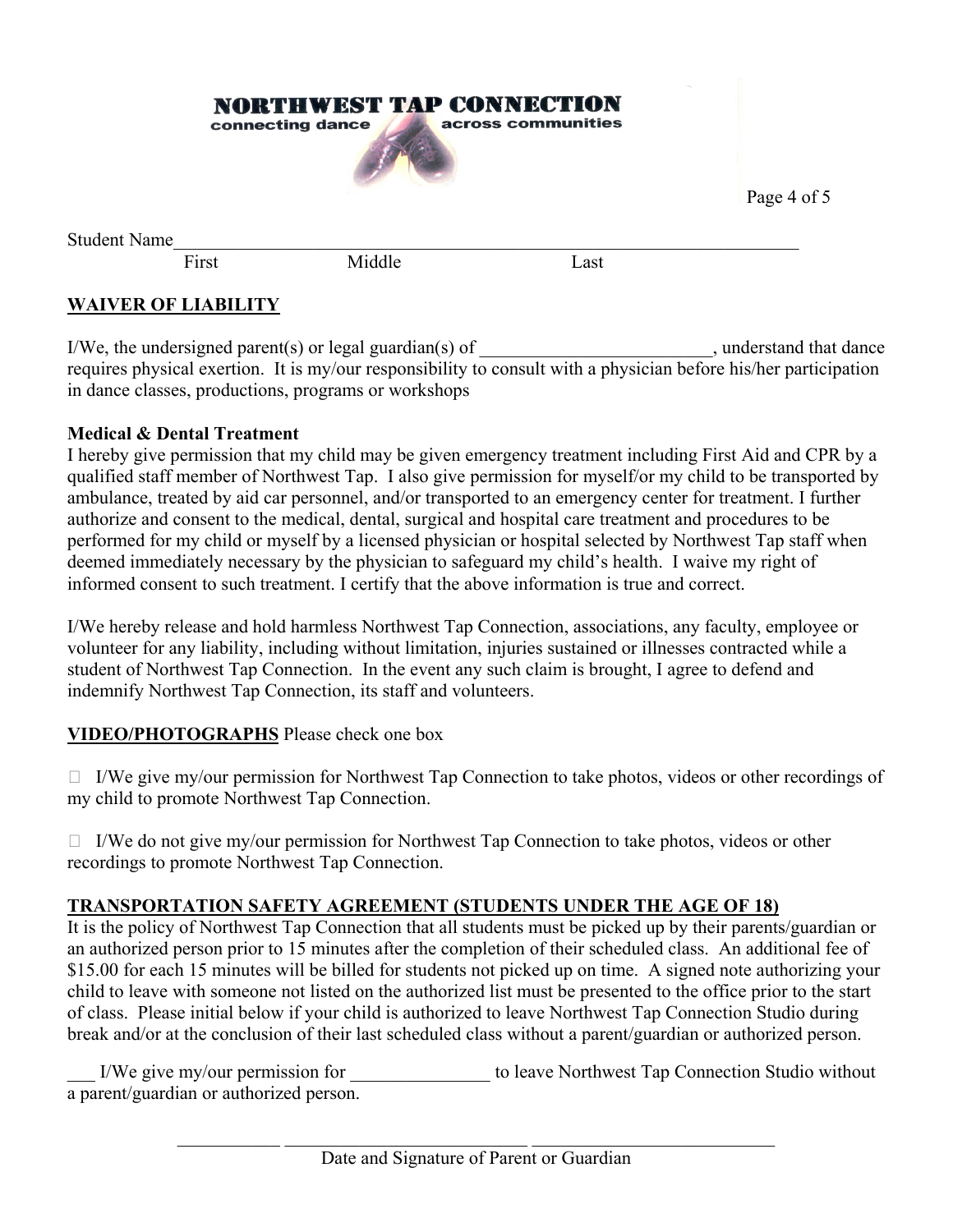**NORTHWEST TAP CONNECTION**
connecting dance across communities

Student Name_______________________________________________________________
First Middle Last

## WAIVER OF LIABILITY

I/We, the undersigned parent(s) or legal guardian(s) of _________________________, understand that dance requires physical exertion. It is my/our responsibility to consult with a physician before his/her participation in dance classes, productions, programs or workshops

**Medical & Dental Treatment**

I hereby give permission that my child may be given emergency treatment including First Aid and CPR by a qualified staff member of Northwest Tap. I also give permission for myself/or my child to be transported by ambulance, treated by aid car personnel, and/or transported to an emergency center for treatment. I further authorize and consent to the medical, dental, surgical and hospital care treatment and procedures to be performed for my child or myself by a licensed physician or hospital selected by Northwest Tap staff when deemed immediately necessary by the physician to safeguard my child's health. I waive my right of informed consent to such treatment. I certify that the above information is true and correct.

I/We hereby release and hold harmless Northwest Tap Connection, associations, any faculty, employee or volunteer for any liability, including without limitation, injuries sustained or illnesses contracted while a student of Northwest Tap Connection. In the event any such claim is brought, I agree to defend and indemnify Northwest Tap Connection, its staff and volunteers.

## VIDEO/PHOTOGRAPHS Please check one box

☐ I/We give my/our permission for Northwest Tap Connection to take photos, videos or other recordings of my child to promote Northwest Tap Connection.

☐ I/We do not give my/our permission for Northwest Tap Connection to take photos, videos or other recordings to promote Northwest Tap Connection.

## TRANSPORTATION SAFETY AGREEMENT (STUDENTS UNDER THE AGE OF 18)

It is the policy of Northwest Tap Connection that all students must be picked up by their parents/guardian or an authorized person prior to 15 minutes after the completion of their scheduled class. An additional fee of $15.00 for each 15 minutes will be billed for students not picked up on time. A signed note authorizing your child to leave with someone not listed on the authorized list must be presented to the office prior to the start of class. Please initial below if your child is authorized to leave Northwest Tap Connection Studio during break and/or at the conclusion of their last scheduled class without a parent/guardian or authorized person.

___ I/We give my/our permission for _______________ to leave Northwest Tap Connection Studio without a parent/guardian or authorized person.

___________ __________________________ __________________________
Date and Signature of Parent or Guardian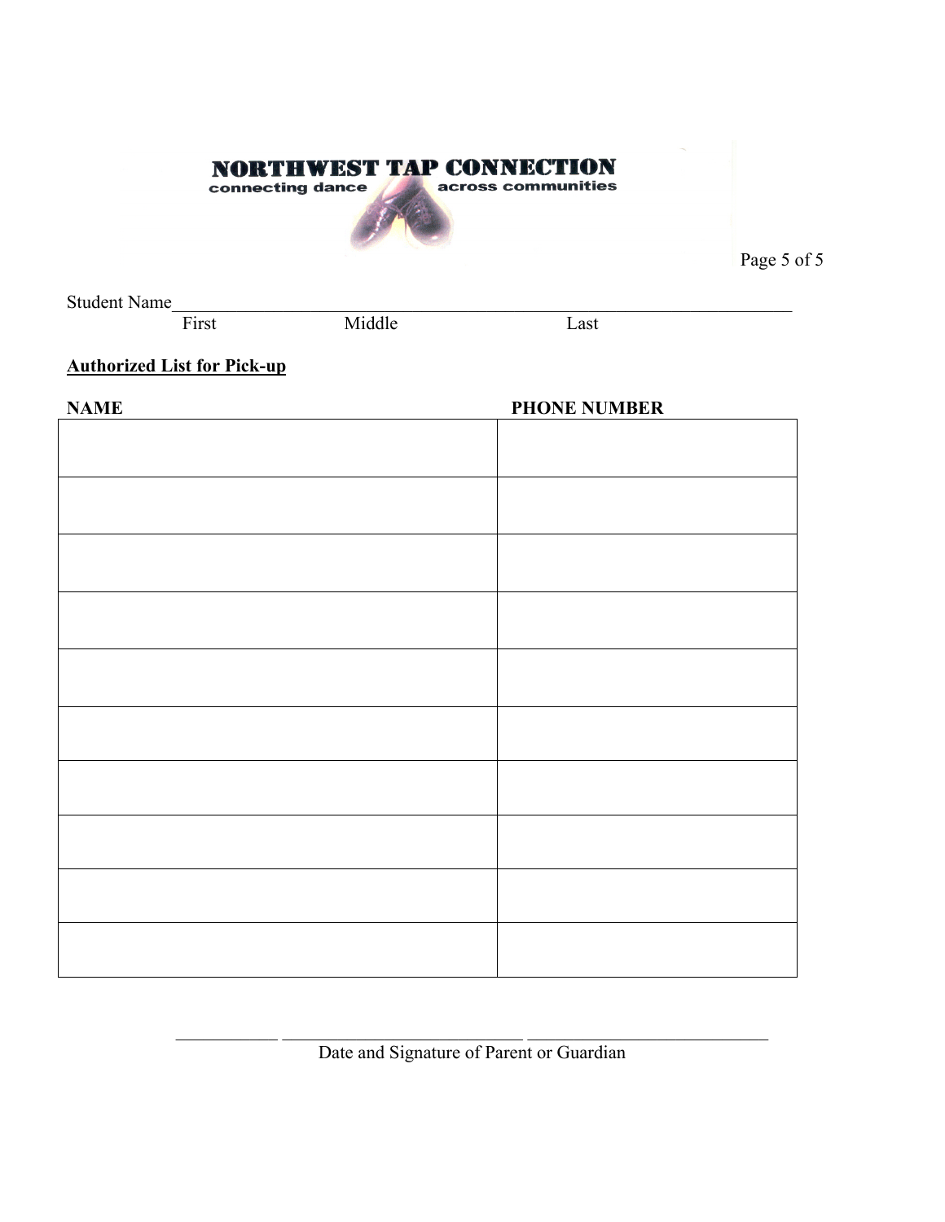NORTHWEST TAP CONNECTION
connecting dance across communities

Student Name______________________________________________________________
First Middle Last

**Authorized List for Pick-up**

| NAME | PHONE NUMBER |
|---|---|
| | |
| | |
| | |
| | |
| | |
| | |
| | |
| | |
| | |
| | |

___________ __________________________ __________________________
Date and Signature of Parent or Guardian